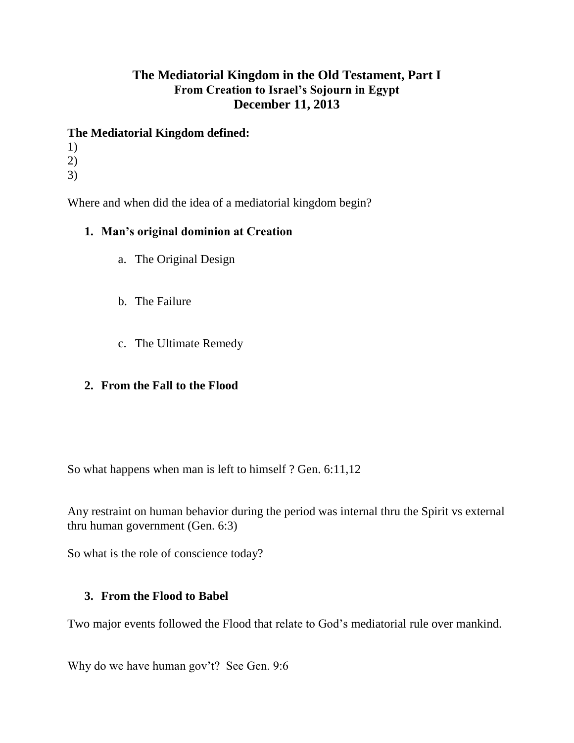# The Mediatorial Kingdom in the Old Testament, Part I

## From Creation to Israel's Sojourn in Egypt

## December 11, 2013

**The Mediatorial Kingdom defined:**

1)
2)
3)

Where and when did the idea of a mediatorial kingdom begin?

### 1. Man's original dominion at Creation

a. The Original Design

b. The Failure

c. The Ultimate Remedy

### 2. From the Fall to the Flood

So what happens when man is left to himself ? Gen. 6:11,12

Any restraint on human behavior during the period was internal thru the Spirit vs external thru human government (Gen. 6:3)

So what is the role of conscience today?

### 3. From the Flood to Babel

Two major events followed the Flood that relate to God's mediatorial rule over mankind.

Why do we have human gov't? See Gen. 9:6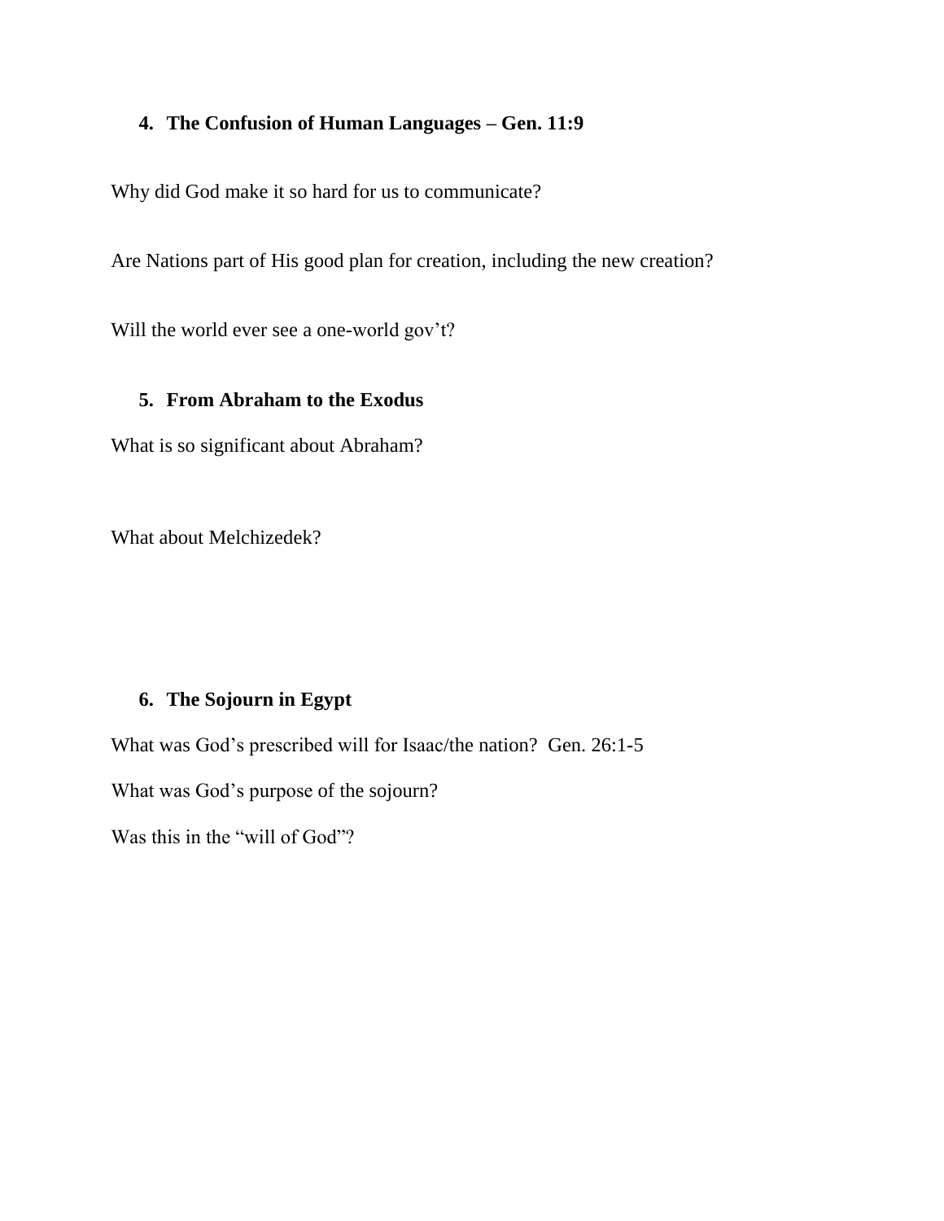4. **The Confusion of Human Languages – Gen. 11:9**

Why did God make it so hard for us to communicate?

Are Nations part of His good plan for creation, including the new creation?

Will the world ever see a one-world gov't?

5. **From Abraham to the Exodus**

What is so significant about Abraham?

What about Melchizedek?

6. **The Sojourn in Egypt**

What was God's prescribed will for Isaac/the nation? Gen. 26:1-5

What was God's purpose of the sojourn?

Was this in the "will of God"?